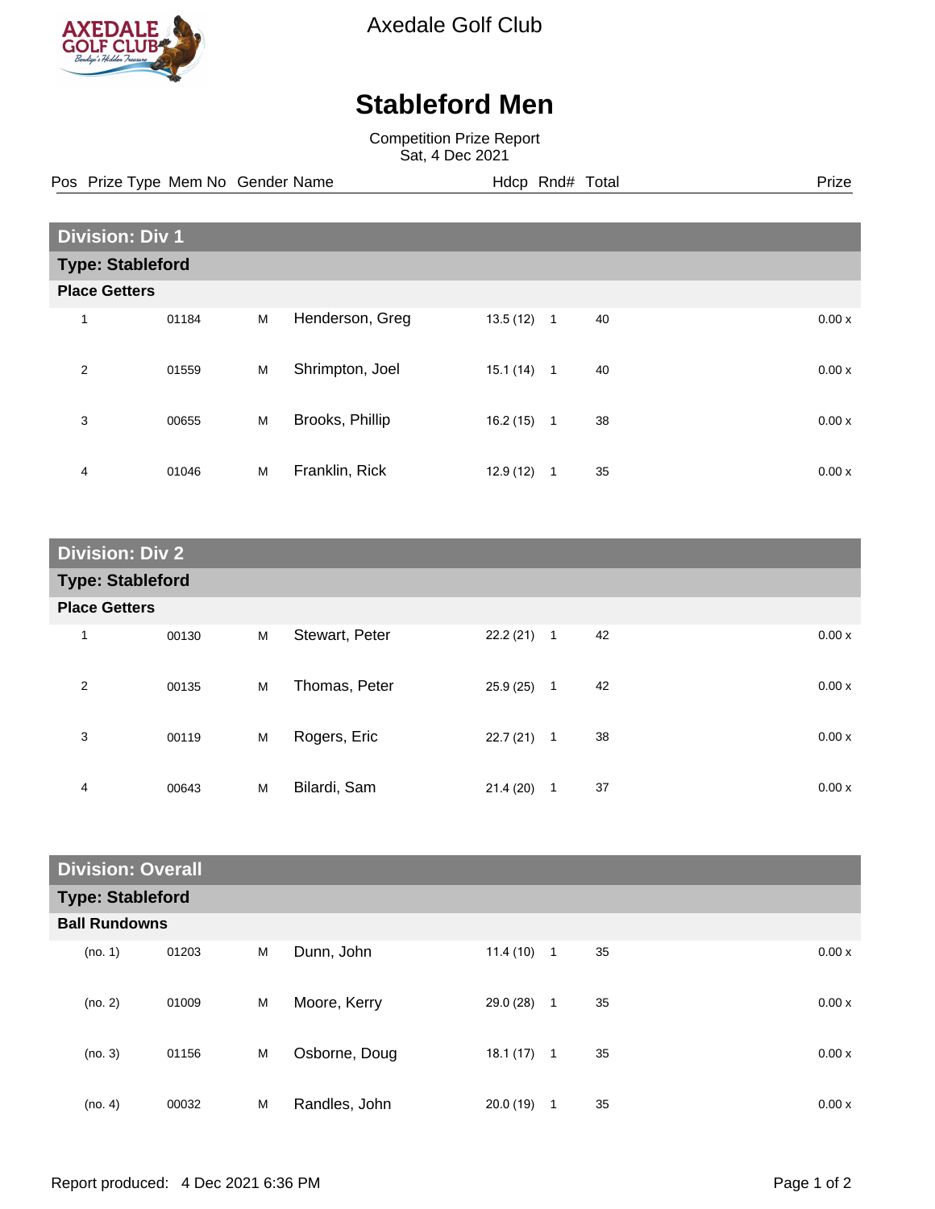Axedale Golf Club

# Stableford Men

Competition Prize Report
Sat, 4 Dec 2021

## Division: Div 1

### Type: Stableford

**Place Getters**

| Pos | Prize Type | Mem No | Gender | Name | Hdcp | Rnd# | Total | Prize |
|---|---|---|---|---|---|---|---|---|
| 1 | | 01184 | M | Henderson, Greg | 13.5 (12) | 1 | 40 | 0.00 x |
| 2 | | 01559 | M | Shrimpton, Joel | 15.1 (14) | 1 | 40 | 0.00 x |
| 3 | | 00655 | M | Brooks, Phillip | 16.2 (15) | 1 | 38 | 0.00 x |
| 4 | | 01046 | M | Franklin, Rick | 12.9 (12) | 1 | 35 | 0.00 x |

## Division: Div 2

### Type: Stableford

**Place Getters**

| Pos | Prize Type | Mem No | Gender | Name | Hdcp | Rnd# | Total | Prize |
|---|---|---|---|---|---|---|---|---|
| 1 | | 00130 | M | Stewart, Peter | 22.2 (21) | 1 | 42 | 0.00 x |
| 2 | | 00135 | M | Thomas, Peter | 25.9 (25) | 1 | 42 | 0.00 x |
| 3 | | 00119 | M | Rogers, Eric | 22.7 (21) | 1 | 38 | 0.00 x |
| 4 | | 00643 | M | Bilardi, Sam | 21.4 (20) | 1 | 37 | 0.00 x |

## Division: Overall

### Type: Stableford

**Ball Rundowns**

| Pos | Prize Type | Mem No | Gender | Name | Hdcp | Rnd# | Total | Prize |
|---|---|---|---|---|---|---|---|---|
| (no. 1) | | 01203 | M | Dunn, John | 11.4 (10) | 1 | 35 | 0.00 x |
| (no. 2) | | 01009 | M | Moore, Kerry | 29.0 (28) | 1 | 35 | 0.00 x |
| (no. 3) | | 01156 | M | Osborne, Doug | 18.1 (17) | 1 | 35 | 0.00 x |
| (no. 4) | | 00032 | M | Randles, John | 20.0 (19) | 1 | 35 | 0.00 x |

Report produced: 4 Dec 2021 6:36 PM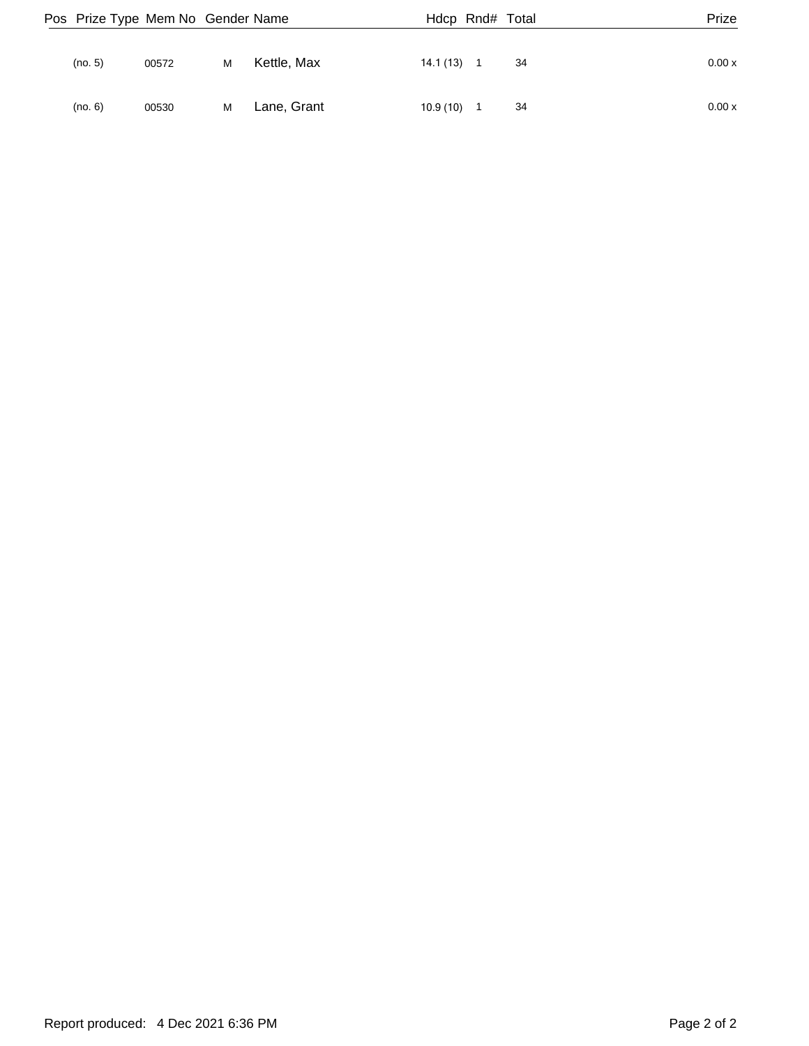| Pos | Prize Type | Mem No | Gender | Name | Hdcp | Rnd# | Total | Prize |
|---|---|---|---|---|---|---|---|---|
| | (no. 5) | 00572 | M | Kettle, Max | 14.1 (13) | 1 | 34 | 0.00 x |
| | (no. 6) | 00530 | M | Lane, Grant | 10.9 (10) | 1 | 34 | 0.00 x |

Report produced: 4 Dec 2021 6:36 PM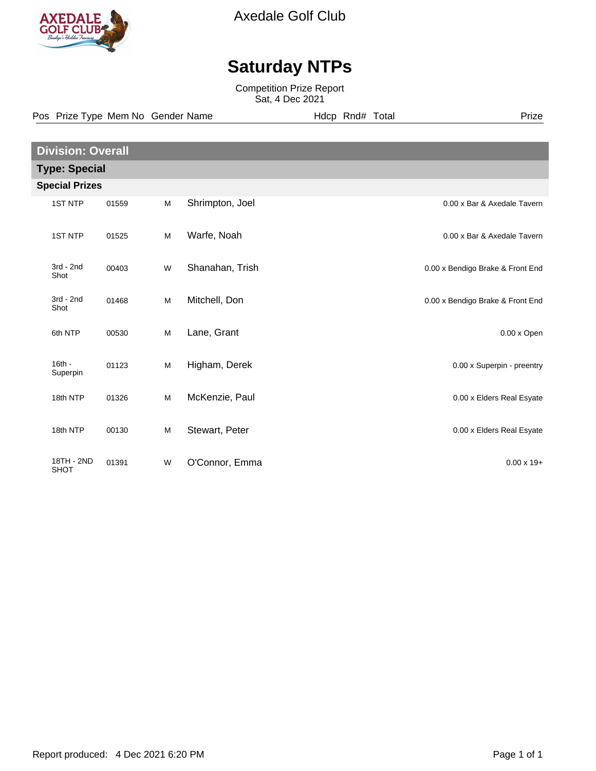Axedale Golf Club

# Saturday NTPs

Competition Prize Report
Sat, 4 Dec 2021

## Division: Overall

### Type: Special

#### Special Prizes

| Pos | Prize Type | Mem No | Gender | Name | Hdcp | Rnd# | Total | Prize |
|---|---|---|---|---|---|---|---|---|
| | 1ST NTP | 01559 | M | Shrimpton, Joel | | | | 0.00 x Bar & Axedale Tavern |
| | 1ST NTP | 01525 | M | Warfe, Noah | | | | 0.00 x Bar & Axedale Tavern |
| | 3rd - 2nd Shot | 00403 | W | Shanahan, Trish | | | | 0.00 x Bendigo Brake & Front End |
| | 3rd - 2nd Shot | 01468 | M | Mitchell, Don | | | | 0.00 x Bendigo Brake & Front End |
| | 6th NTP | 00530 | M | Lane, Grant | | | | 0.00 x Open |
| | 16th - Superpin | 01123 | M | Higham, Derek | | | | 0.00 x Superpin - preentry |
| | 18th NTP | 01326 | M | McKenzie, Paul | | | | 0.00 x Elders Real Esyate |
| | 18th NTP | 00130 | M | Stewart, Peter | | | | 0.00 x Elders Real Esyate |
| | 18TH - 2ND SHOT | 01391 | W | O'Connor, Emma | | | | 0.00 x 19+ |

Report produced: 4 Dec 2021 6:20 PM